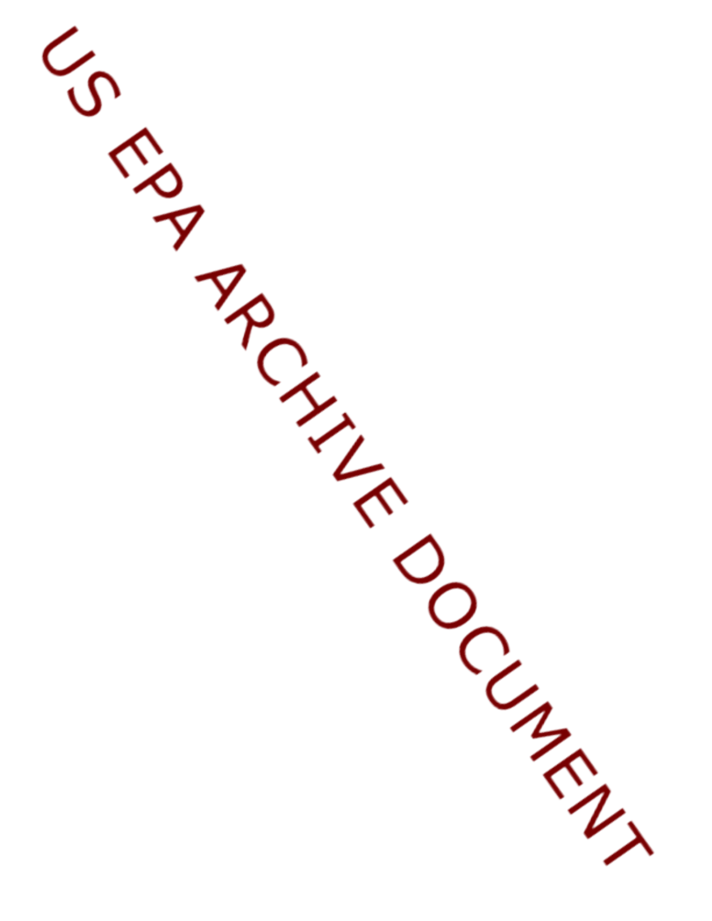US EPA ARCHIVE DOCUMENT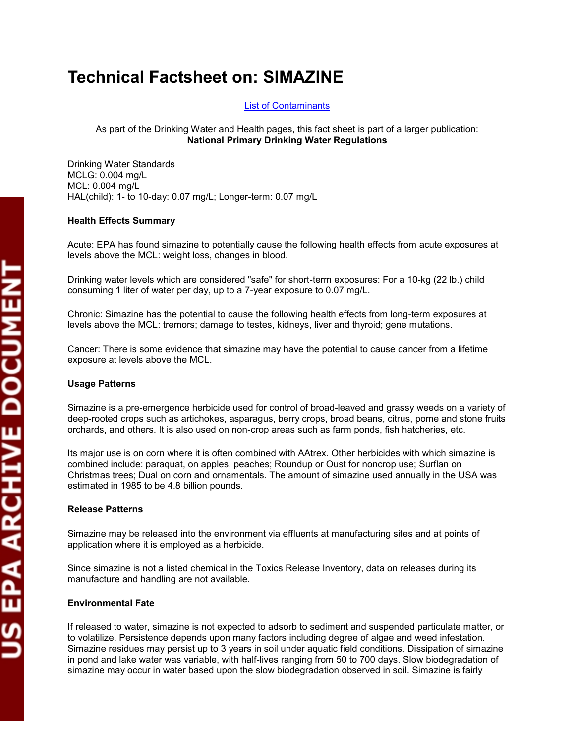# Technical Factsheet on: SIMAZINE

List of Contaminants

As part of the Drinking Water and Health pages, this fact sheet is part of a larger publication:
**National Primary Drinking Water Regulations**

Drinking Water Standards
MCLG: 0.004 mg/L
MCL: 0.004 mg/L
HAL(child): 1- to 10-day: 0.07 mg/L; Longer-term: 0.07 mg/L

**Health Effects Summary**

Acute: EPA has found simazine to potentially cause the following health effects from acute exposures at levels above the MCL: weight loss, changes in blood.

Drinking water levels which are considered "safe" for short-term exposures: For a 10-kg (22 lb.) child consuming 1 liter of water per day, up to a 7-year exposure to 0.07 mg/L.

Chronic: Simazine has the potential to cause the following health effects from long-term exposures at levels above the MCL: tremors; damage to testes, kidneys, liver and thyroid; gene mutations.

Cancer: There is some evidence that simazine may have the potential to cause cancer from a lifetime exposure at levels above the MCL.

**Usage Patterns**

Simazine is a pre-emergence herbicide used for control of broad-leaved and grassy weeds on a variety of deep-rooted crops such as artichokes, asparagus, berry crops, broad beans, citrus, pome and stone fruits orchards, and others. It is also used on non-crop areas such as farm ponds, fish hatcheries, etc.

Its major use is on corn where it is often combined with AAtrex. Other herbicides with which simazine is combined include: paraquat, on apples, peaches; Roundup or Oust for noncrop use; Surflan on Christmas trees; Dual on corn and ornamentals. The amount of simazine used annually in the USA was estimated in 1985 to be 4.8 billion pounds.

**Release Patterns**

Simazine may be released into the environment via effluents at manufacturing sites and at points of application where it is employed as a herbicide.

Since simazine is not a listed chemical in the Toxics Release Inventory, data on releases during its manufacture and handling are not available.

**Environmental Fate**

If released to water, simazine is not expected to adsorb to sediment and suspended particulate matter, or to volatilize. Persistence depends upon many factors including degree of algae and weed infestation. Simazine residues may persist up to 3 years in soil under aquatic field conditions. Dissipation of simazine in pond and lake water was variable, with half-lives ranging from 50 to 700 days. Slow biodegradation of simazine may occur in water based upon the slow biodegradation observed in soil. Simazine is fairly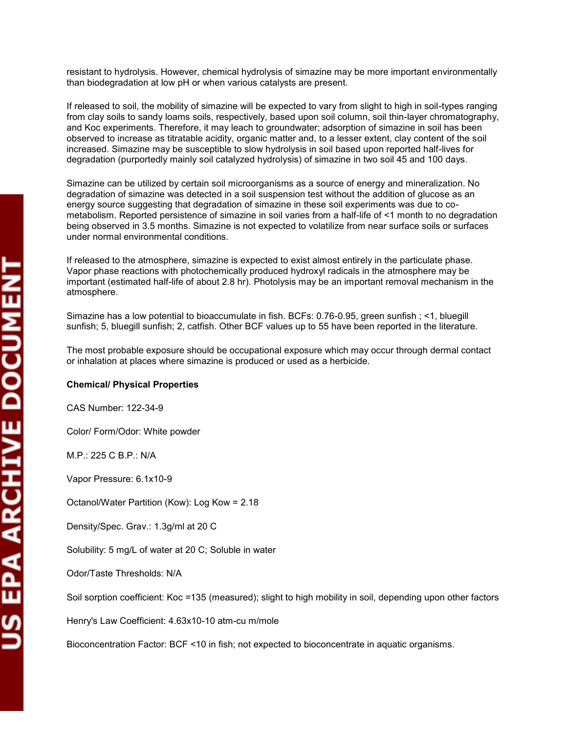resistant to hydrolysis. However, chemical hydrolysis of simazine may be more important environmentally than biodegradation at low pH or when various catalysts are present.

If released to soil, the mobility of simazine will be expected to vary from slight to high in soil-types ranging from clay soils to sandy loams soils, respectively, based upon soil column, soil thin-layer chromatography, and Koc experiments. Therefore, it may leach to groundwater; adsorption of simazine in soil has been observed to increase as titratable acidity, organic matter and, to a lesser extent, clay content of the soil increased. Simazine may be susceptible to slow hydrolysis in soil based upon reported half-lives for degradation (purportedly mainly soil catalyzed hydrolysis) of simazine in two soil 45 and 100 days.

Simazine can be utilized by certain soil microorganisms as a source of energy and mineralization. No degradation of simazine was detected in a soil suspension test without the addition of glucose as an energy source suggesting that degradation of simazine in these soil experiments was due to co-metabolism. Reported persistence of simazine in soil varies from a half-life of <1 month to no degradation being observed in 3.5 months. Simazine is not expected to volatilize from near surface soils or surfaces under normal environmental conditions.

If released to the atmosphere, simazine is expected to exist almost entirely in the particulate phase. Vapor phase reactions with photochemically produced hydroxyl radicals in the atmosphere may be important (estimated half-life of about 2.8 hr). Photolysis may be an important removal mechanism in the atmosphere.

Simazine has a low potential to bioaccumulate in fish. BCFs: 0.76-0.95, green sunfish ; <1, bluegill sunfish; 5, bluegill sunfish; 2, catfish. Other BCF values up to 55 have been reported in the literature.

The most probable exposure should be occupational exposure which may occur through dermal contact or inhalation at places where simazine is produced or used as a herbicide.

**Chemical/ Physical Properties**

CAS Number: 122-34-9

Color/ Form/Odor: White powder

M.P.: 225 C B.P.: N/A

Vapor Pressure: $6.1 \times 10^{-9}$

Octanol/Water Partition (Kow): Log Kow = 2.18

Density/Spec. Grav.: 1.3g/ml at 20 C

Solubility: 5 mg/L of water at 20 C; Soluble in water

Odor/Taste Thresholds: N/A

Soil sorption coefficient: Koc =135 (measured); slight to high mobility in soil, depending upon other factors

Henry's Law Coefficient: $4.63 \times 10^{-10}$ atm-cu m/mole

Bioconcentration Factor: BCF <10 in fish; not expected to bioconcentrate in aquatic organisms.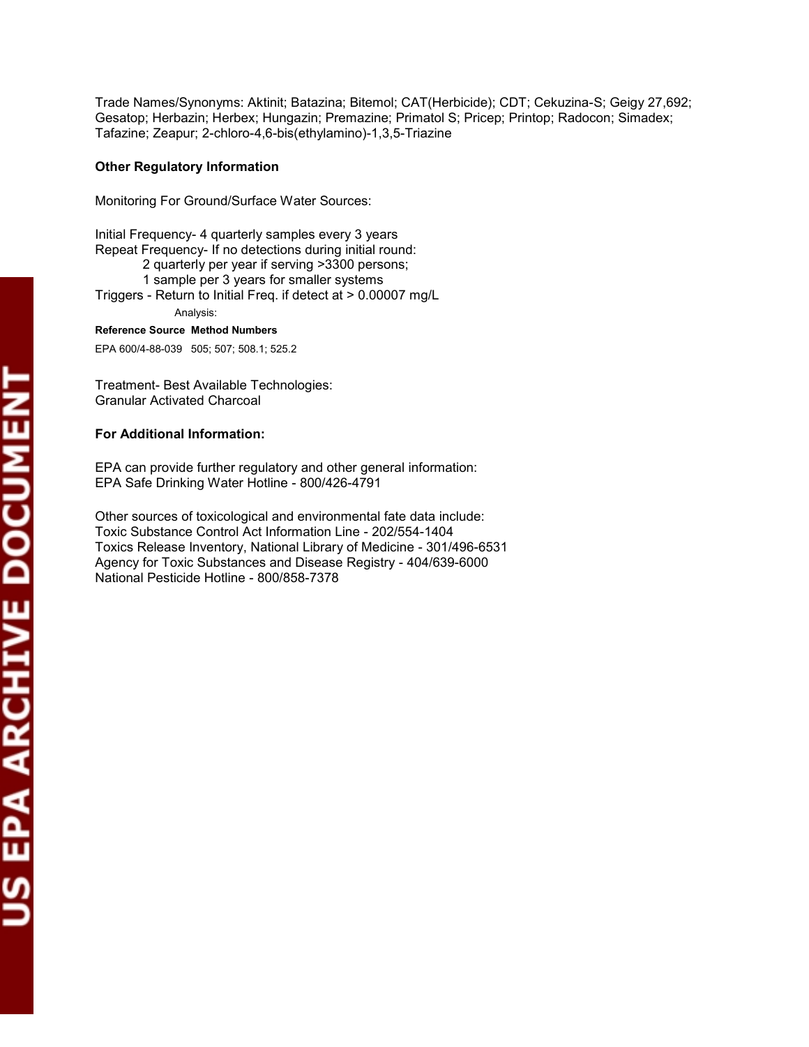Trade Names/Synonyms: Aktinit; Batazina; Bitemol; CAT(Herbicide); CDT; Cekuzina-S; Geigy 27,692; Gesatop; Herbazin; Herbex; Hungazin; Premazine; Primatol S; Pricep; Printop; Radocon; Simadex; Tafazine; Zeapur; 2-chloro-4,6-bis(ethylamino)-1,3,5-Triazine

**Other Regulatory Information**

Monitoring For Ground/Surface Water Sources:

Initial Frequency- 4 quarterly samples every 3 years
Repeat Frequency- If no detections during initial round:
 2 quarterly per year if serving >3300 persons;
 1 sample per 3 years for smaller systems
Triggers - Return to Initial Freq. if detect at > 0.00007 mg/L

Analysis:

| Reference Source | Method Numbers |
| --- | --- |
| EPA 600/4-88-039 | 505; 507; 508.1; 525.2 |

Treatment- Best Available Technologies:
Granular Activated Charcoal

**For Additional Information:**

EPA can provide further regulatory and other general information:
EPA Safe Drinking Water Hotline - 800/426-4791

Other sources of toxicological and environmental fate data include:
Toxic Substance Control Act Information Line - 202/554-1404
Toxics Release Inventory, National Library of Medicine - 301/496-6531
Agency for Toxic Substances and Disease Registry - 404/639-6000
National Pesticide Hotline - 800/858-7378